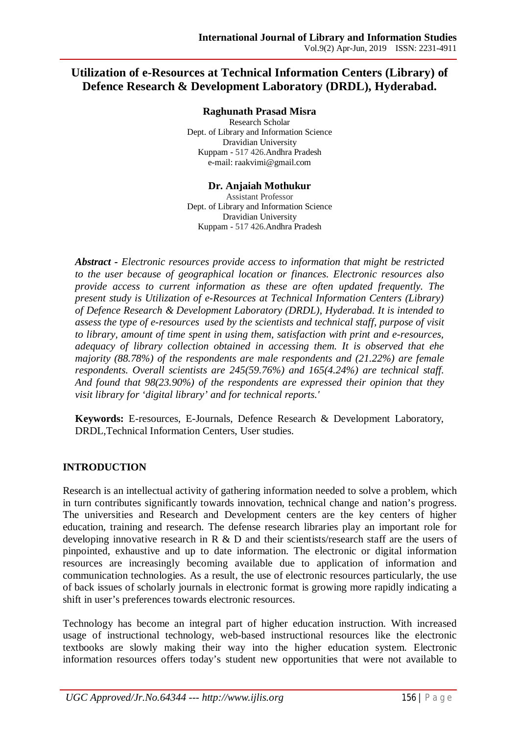# Utilization of e-Resources at Technical Information Centers (Library) of Defence Research & Development Laboratory (DRDL), Hyderabad.

**Raghunath Prasad Misra**
Research Scholar
Dept. of Library and Information Science
Dravidian University
Kuppam - 517 426.Andhra Pradesh
e-mail: raakvimi@gmail.com

**Dr. Anjaiah Mothukur**
Assistant Professor
Dept. of Library and Information Science
Dravidian University
Kuppam - 517 426.Andhra Pradesh

***Abstract -*** *Electronic resources provide access to information that might be restricted to the user because of geographical location or finances. Electronic resources also provide access to current information as these are often updated frequently. The present study is Utilization of e-Resources at Technical Information Centers (Library) of Defence Research & Development Laboratory (DRDL), Hyderabad. It is intended to assess the type of e-resources used by the scientists and technical staff, purpose of visit to library, amount of time spent in using them, satisfaction with print and e-resources, adequacy of library collection obtained in accessing them. It is observed that ehe majority (88.78%) of the respondents are male respondents and (21.22%) are female respondents. Overall scientists are 245(59.76%) and 165(4.24%) are technical staff. And found that 98(23.90%) of the respondents are expressed their opinion that they visit library for 'digital library' and for technical reports.'*

**Keywords:** E-resources, E-Journals, Defence Research & Development Laboratory, DRDL,Technical Information Centers, User studies.

## INTRODUCTION

Research is an intellectual activity of gathering information needed to solve a problem, which in turn contributes significantly towards innovation, technical change and nation's progress. The universities and Research and Development centers are the key centers of higher education, training and research. The defense research libraries play an important role for developing innovative research in R & D and their scientists/research staff are the users of pinpointed, exhaustive and up to date information. The electronic or digital information resources are increasingly becoming available due to application of information and communication technologies. As a result, the use of electronic resources particularly, the use of back issues of scholarly journals in electronic format is growing more rapidly indicating a shift in user's preferences towards electronic resources.

Technology has become an integral part of higher education instruction. With increased usage of instructional technology, web-based instructional resources like the electronic textbooks are slowly making their way into the higher education system. Electronic information resources offers today's student new opportunities that were not available to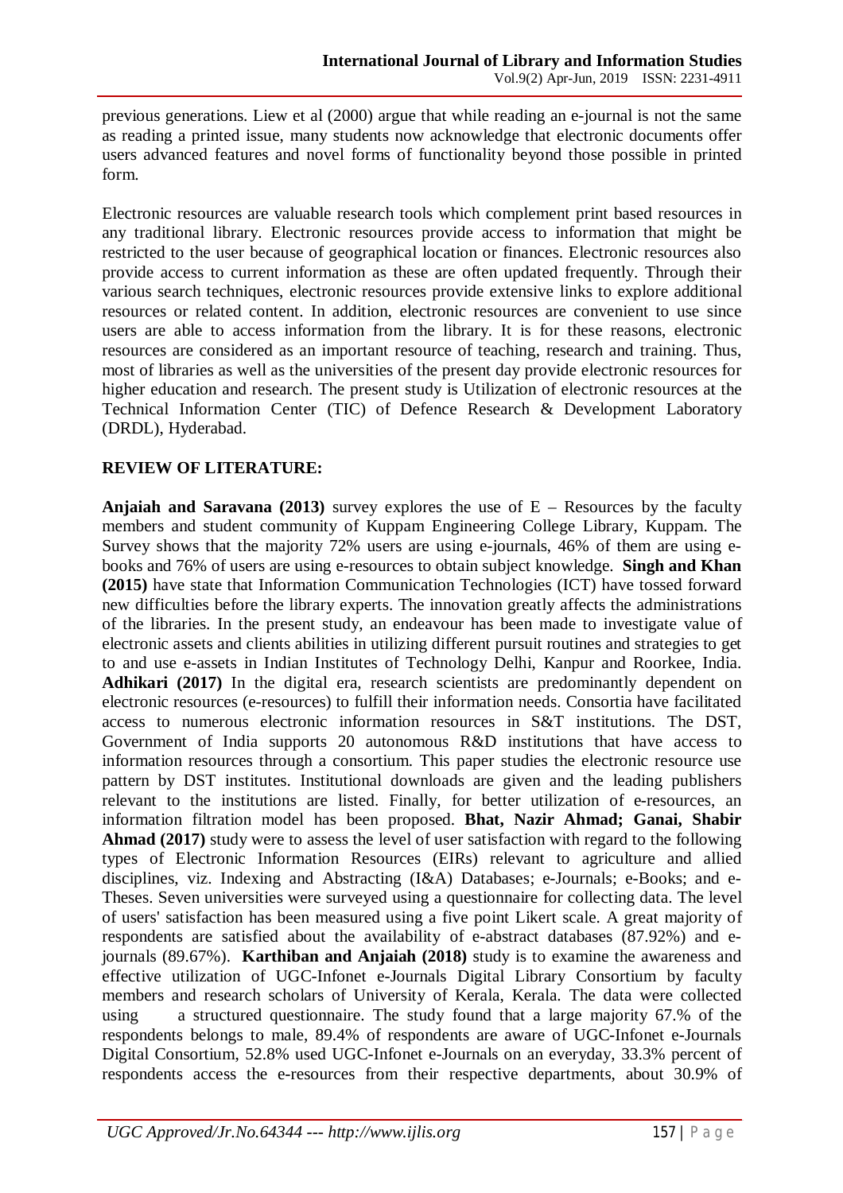previous generations. Liew et al (2000) argue that while reading an e-journal is not the same as reading a printed issue, many students now acknowledge that electronic documents offer users advanced features and novel forms of functionality beyond those possible in printed form.

Electronic resources are valuable research tools which complement print based resources in any traditional library. Electronic resources provide access to information that might be restricted to the user because of geographical location or finances. Electronic resources also provide access to current information as these are often updated frequently. Through their various search techniques, electronic resources provide extensive links to explore additional resources or related content. In addition, electronic resources are convenient to use since users are able to access information from the library. It is for these reasons, electronic resources are considered as an important resource of teaching, research and training. Thus, most of libraries as well as the universities of the present day provide electronic resources for higher education and research. The present study is Utilization of electronic resources at the Technical Information Center (TIC) of Defence Research & Development Laboratory (DRDL), Hyderabad.

## REVIEW OF LITERATURE:

**Anjaiah and Saravana (2013)** survey explores the use of E – Resources by the faculty members and student community of Kuppam Engineering College Library, Kuppam. The Survey shows that the majority 72% users are using e-journals, 46% of them are using e-books and 76% of users are using e-resources to obtain subject knowledge. **Singh and Khan (2015)** have state that Information Communication Technologies (ICT) have tossed forward new difficulties before the library experts. The innovation greatly affects the administrations of the libraries. In the present study, an endeavour has been made to investigate value of electronic assets and clients abilities in utilizing different pursuit routines and strategies to get to and use e-assets in Indian Institutes of Technology Delhi, Kanpur and Roorkee, India. **Adhikari (2017)** In the digital era, research scientists are predominantly dependent on electronic resources (e-resources) to fulfill their information needs. Consortia have facilitated access to numerous electronic information resources in S&T institutions. The DST, Government of India supports 20 autonomous R&D institutions that have access to information resources through a consortium. This paper studies the electronic resource use pattern by DST institutes. Institutional downloads are given and the leading publishers relevant to the institutions are listed. Finally, for better utilization of e-resources, an information filtration model has been proposed. **Bhat, Nazir Ahmad; Ganai, Shabir Ahmad (2017)** study were to assess the level of user satisfaction with regard to the following types of Electronic Information Resources (EIRs) relevant to agriculture and allied disciplines, viz. Indexing and Abstracting (I&A) Databases; e-Journals; e-Books; and e-Theses. Seven universities were surveyed using a questionnaire for collecting data. The level of users' satisfaction has been measured using a five point Likert scale. A great majority of respondents are satisfied about the availability of e-abstract databases (87.92%) and e-journals (89.67%). **Karthiban and Anjaiah (2018)** study is to examine the awareness and effective utilization of UGC-Infonet e-Journals Digital Library Consortium by faculty members and research scholars of University of Kerala, Kerala. The data were collected using a structured questionnaire. The study found that a large majority 67.% of the respondents belongs to male, 89.4% of respondents are aware of UGC-Infonet e-Journals Digital Consortium, 52.8% used UGC-Infonet e-Journals on an everyday, 33.3% percent of respondents access the e-resources from their respective departments, about 30.9% of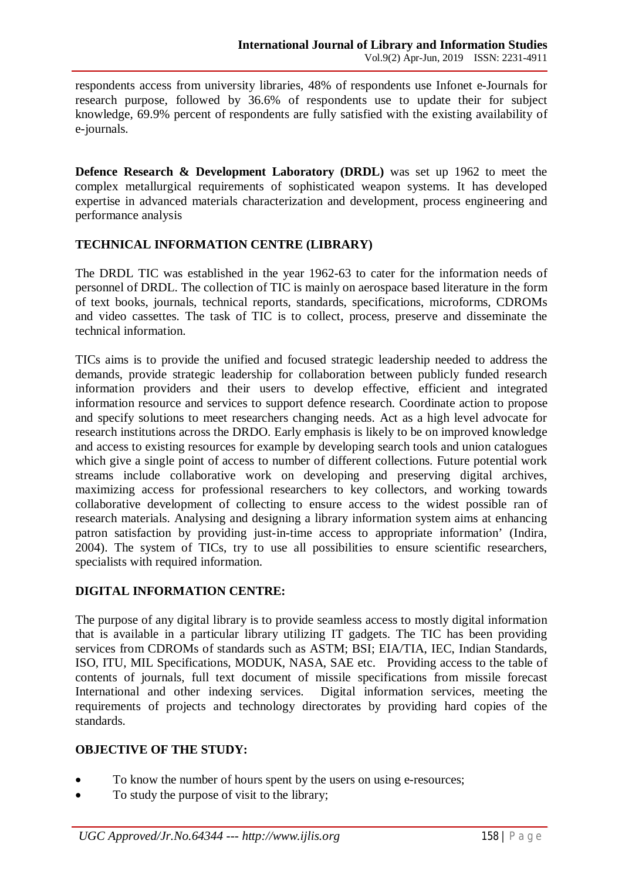respondents access from university libraries, 48% of respondents use Infonet e-Journals for research purpose, followed by 36.6% of respondents use to update their for subject knowledge, 69.9% percent of respondents are fully satisfied with the existing availability of e-journals.

**Defence Research & Development Laboratory (DRDL)** was set up 1962 to meet the complex metallurgical requirements of sophisticated weapon systems. It has developed expertise in advanced materials characterization and development, process engineering and performance analysis

## TECHNICAL INFORMATION CENTRE (LIBRARY)

The DRDL TIC was established in the year 1962-63 to cater for the information needs of personnel of DRDL. The collection of TIC is mainly on aerospace based literature in the form of text books, journals, technical reports, standards, specifications, microforms, CDROMs and video cassettes. The task of TIC is to collect, process, preserve and disseminate the technical information.

TICs aims is to provide the unified and focused strategic leadership needed to address the demands, provide strategic leadership for collaboration between publicly funded research information providers and their users to develop effective, efficient and integrated information resource and services to support defence research. Coordinate action to propose and specify solutions to meet researchers changing needs. Act as a high level advocate for research institutions across the DRDO. Early emphasis is likely to be on improved knowledge and access to existing resources for example by developing search tools and union catalogues which give a single point of access to number of different collections. Future potential work streams include collaborative work on developing and preserving digital archives, maximizing access for professional researchers to key collectors, and working towards collaborative development of collecting to ensure access to the widest possible ran of research materials. Analysing and designing a library information system aims at enhancing patron satisfaction by providing just-in-time access to appropriate information' (Indira, 2004). The system of TICs, try to use all possibilities to ensure scientific researchers, specialists with required information.

## DIGITAL INFORMATION CENTRE:

The purpose of any digital library is to provide seamless access to mostly digital information that is available in a particular library utilizing IT gadgets. The TIC has been providing services from CDROMs of standards such as ASTM; BSI; EIA/TIA, IEC, Indian Standards, ISO, ITU, MIL Specifications, MODUK, NASA, SAE etc. Providing access to the table of contents of journals, full text document of missile specifications from missile forecast International and other indexing services. Digital information services, meeting the requirements of projects and technology directorates by providing hard copies of the standards.

## OBJECTIVE OF THE STUDY:

- To know the number of hours spent by the users on using e-resources;
- To study the purpose of visit to the library;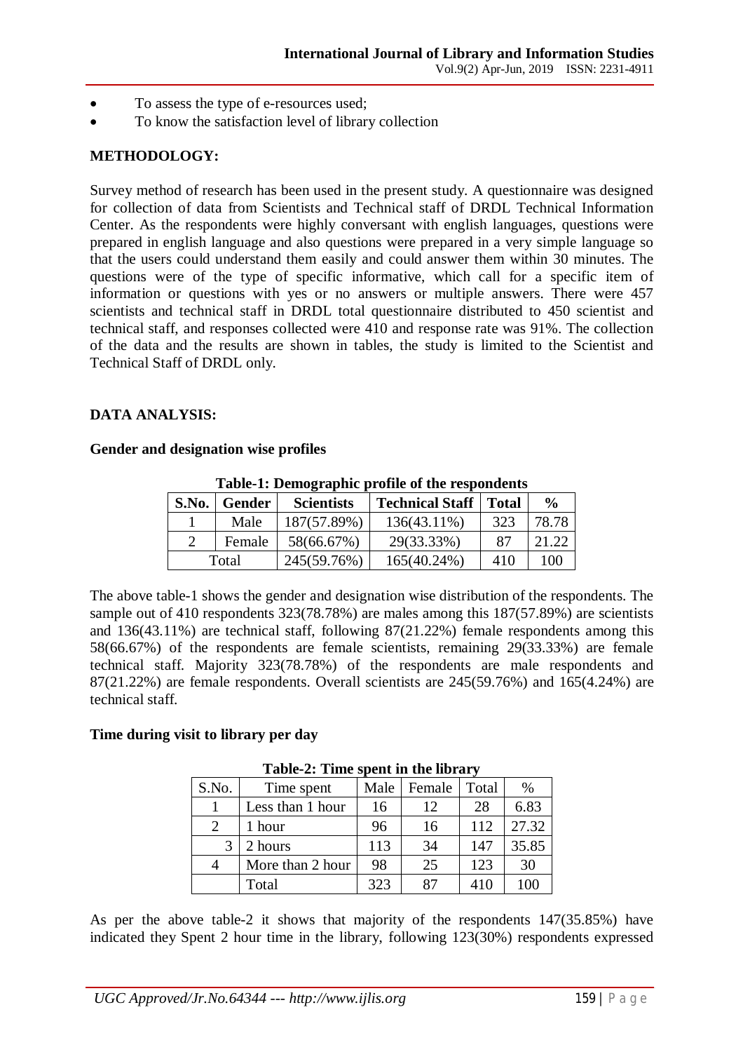- To assess the type of e-resources used;
- To know the satisfaction level of library collection

## METHODOLOGY:

Survey method of research has been used in the present study. A questionnaire was designed for collection of data from Scientists and Technical staff of DRDL Technical Information Center. As the respondents were highly conversant with english languages, questions were prepared in english language and also questions were prepared in a very simple language so that the users could understand them easily and could answer them within 30 minutes. The questions were of the type of specific informative, which call for a specific item of information or questions with yes or no answers or multiple answers. There were 457 scientists and technical staff in DRDL total questionnaire distributed to 450 scientist and technical staff, and responses collected were 410 and response rate was 91%. The collection of the data and the results are shown in tables, the study is limited to the Scientist and Technical Staff of DRDL only.

## DATA ANALYSIS:

### Gender and designation wise profiles

**Table-1: Demographic profile of the respondents**

| S.No. | Gender | Scientists | Technical Staff | Total | % |
|---|---|---|---|---|---|
| 1 | Male | 187(57.89%) | 136(43.11%) | 323 | 78.78 |
| 2 | Female | 58(66.67%) | 29(33.33%) | 87 | 21.22 |
| Total | | 245(59.76%) | 165(40.24%) | 410 | 100 |

The above table-1 shows the gender and designation wise distribution of the respondents. The sample out of 410 respondents 323(78.78%) are males among this 187(57.89%) are scientists and 136(43.11%) are technical staff, following 87(21.22%) female respondents among this 58(66.67%) of the respondents are female scientists, remaining 29(33.33%) are female technical staff. Majority 323(78.78%) of the respondents are male respondents and 87(21.22%) are female respondents. Overall scientists are 245(59.76%) and 165(4.24%) are technical staff.

### Time during visit to library per day

**Table-2: Time spent in the library**

| S.No. | Time spent | Male | Female | Total | % |
|---|---|---|---|---|---|
| 1 | Less than 1 hour | 16 | 12 | 28 | 6.83 |
| 2 | 1 hour | 96 | 16 | 112 | 27.32 |
| 3 | 2 hours | 113 | 34 | 147 | 35.85 |
| 4 | More than 2 hour | 98 | 25 | 123 | 30 |
| | Total | 323 | 87 | 410 | 100 |

As per the above table-2 it shows that majority of the respondents 147(35.85%) have indicated they Spent 2 hour time in the library, following 123(30%) respondents expressed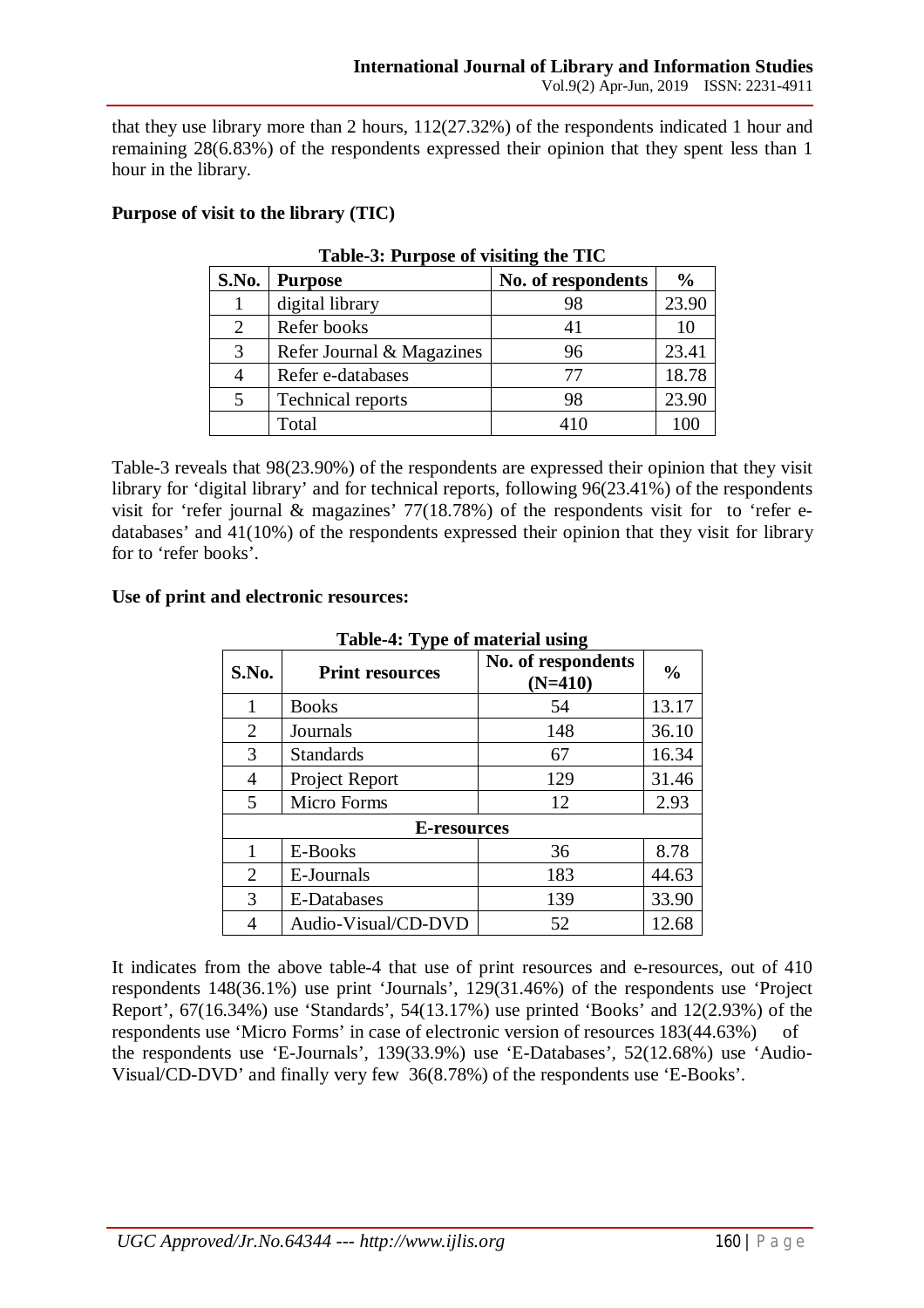that they use library more than 2 hours, 112(27.32%) of the respondents indicated 1 hour and remaining 28(6.83%) of the respondents expressed their opinion that they spent less than 1 hour in the library.

**Purpose of visit to the library (TIC)**

**Table-3: Purpose of visiting the TIC**

| S.No. | Purpose | No. of respondents | % |
|---|---|---|---|
| 1 | digital library | 98 | 23.90 |
| 2 | Refer books | 41 | 10 |
| 3 | Refer Journal & Magazines | 96 | 23.41 |
| 4 | Refer e-databases | 77 | 18.78 |
| 5 | Technical reports | 98 | 23.90 |
| | Total | 410 | 100 |

Table-3 reveals that 98(23.90%) of the respondents are expressed their opinion that they visit library for 'digital library' and for technical reports, following 96(23.41%) of the respondents visit for 'refer journal & magazines' 77(18.78%) of the respondents visit for to 'refer e-databases' and 41(10%) of the respondents expressed their opinion that they visit for library for to 'refer books'.

**Use of print and electronic resources:**

**Table-4: Type of material using**

| S.No. | Print resources | No. of respondents (N=410) | % |
|---|---|---|---|
| 1 | Books | 54 | 13.17 |
| 2 | Journals | 148 | 36.10 |
| 3 | Standards | 67 | 16.34 |
| 4 | Project Report | 129 | 31.46 |
| 5 | Micro Forms | 12 | 2.93 |
| | **E-resources** | | |
| 1 | E-Books | 36 | 8.78 |
| 2 | E-Journals | 183 | 44.63 |
| 3 | E-Databases | 139 | 33.90 |
| 4 | Audio-Visual/CD-DVD | 52 | 12.68 |

It indicates from the above table-4 that use of print resources and e-resources, out of 410 respondents 148(36.1%) use print 'Journals', 129(31.46%) of the respondents use 'Project Report', 67(16.34%) use 'Standards', 54(13.17%) use printed 'Books' and 12(2.93%) of the respondents use 'Micro Forms' in case of electronic version of resources 183(44.63%) of the respondents use 'E-Journals', 139(33.9%) use 'E-Databases', 52(12.68%) use 'Audio-Visual/CD-DVD' and finally very few 36(8.78%) of the respondents use 'E-Books'.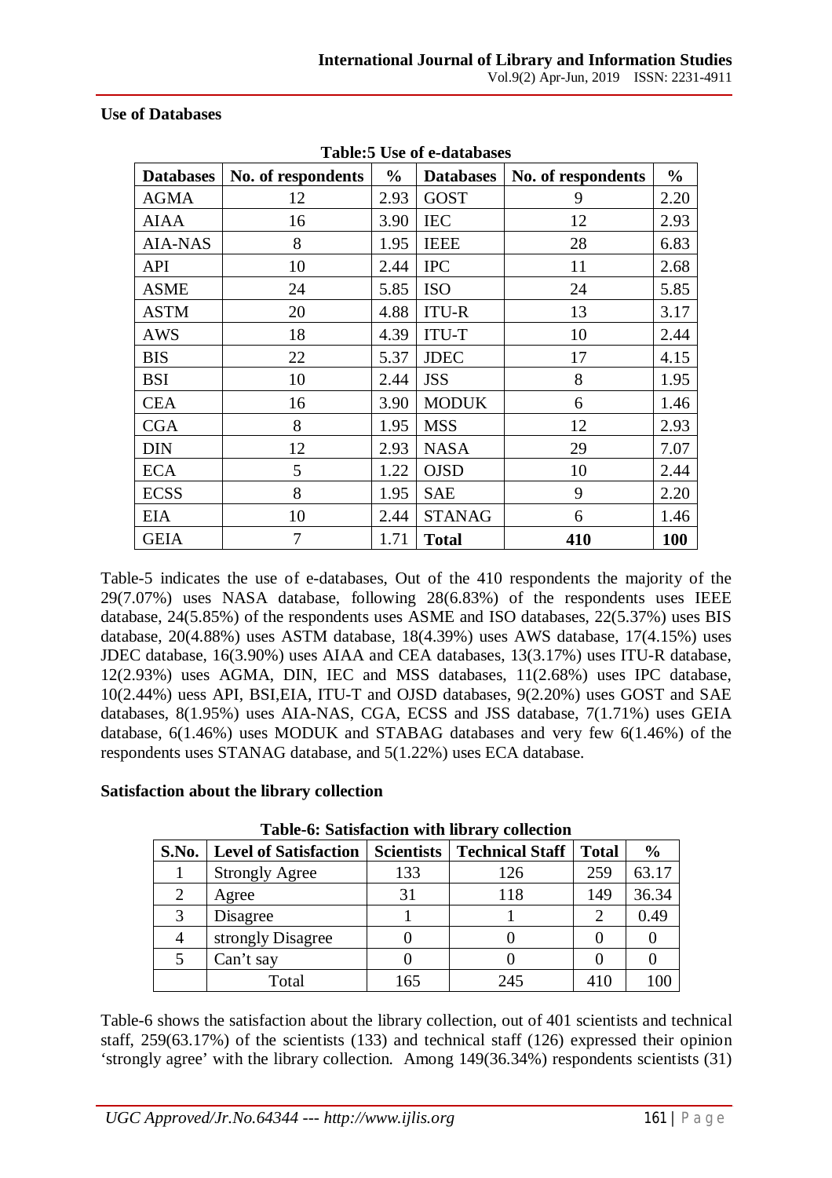### Use of Databases

**Table:5 Use of e-databases**

| Databases | No. of respondents | % | Databases | No. of respondents | % |
|---|---|---|---|---|---|
| AGMA | 12 | 2.93 | GOST | 9 | 2.20 |
| AIAA | 16 | 3.90 | IEC | 12 | 2.93 |
| AIA-NAS | 8 | 1.95 | IEEE | 28 | 6.83 |
| API | 10 | 2.44 | IPC | 11 | 2.68 |
| ASME | 24 | 5.85 | ISO | 24 | 5.85 |
| ASTM | 20 | 4.88 | ITU-R | 13 | 3.17 |
| AWS | 18 | 4.39 | ITU-T | 10 | 2.44 |
| BIS | 22 | 5.37 | JDEC | 17 | 4.15 |
| BSI | 10 | 2.44 | JSS | 8 | 1.95 |
| CEA | 16 | 3.90 | MODUK | 6 | 1.46 |
| CGA | 8 | 1.95 | MSS | 12 | 2.93 |
| DIN | 12 | 2.93 | NASA | 29 | 7.07 |
| ECA | 5 | 1.22 | OJSD | 10 | 2.44 |
| ECSS | 8 | 1.95 | SAE | 9 | 2.20 |
| EIA | 10 | 2.44 | STANAG | 6 | 1.46 |
| GEIA | 7 | 1.71 | **Total** | **410** | **100** |

Table-5 indicates the use of e-databases, Out of the 410 respondents the majority of the 29(7.07%) uses NASA database, following 28(6.83%) of the respondents uses IEEE database, 24(5.85%) of the respondents uses ASME and ISO databases, 22(5.37%) uses BIS database, 20(4.88%) uses ASTM database, 18(4.39%) uses AWS database, 17(4.15%) uses JDEC database, 16(3.90%) uses AIAA and CEA databases, 13(3.17%) uses ITU-R database, 12(2.93%) uses AGMA, DIN, IEC and MSS databases, 11(2.68%) uses IPC database, 10(2.44%) uess API, BSI,EIA, ITU-T and OJSD databases, 9(2.20%) uses GOST and SAE databases, 8(1.95%) uses AIA-NAS, CGA, ECSS and JSS database, 7(1.71%) uses GEIA database, 6(1.46%) uses MODUK and STABAG databases and very few 6(1.46%) of the respondents uses STANAG database, and 5(1.22%) uses ECA database.

### Satisfaction about the library collection

**Table-6: Satisfaction with library collection**

| S.No. | Level of Satisfaction | Scientists | Technical Staff | Total | % |
|---|---|---|---|---|---|
| 1 | Strongly Agree | 133 | 126 | 259 | 63.17 |
| 2 | Agree | 31 | 118 | 149 | 36.34 |
| 3 | Disagree | 1 | 1 | 2 | 0.49 |
| 4 | strongly Disagree | 0 | 0 | 0 | 0 |
| 5 | Can't say | 0 | 0 | 0 | 0 |
| | Total | 165 | 245 | 410 | 100 |

Table-6 shows the satisfaction about the library collection, out of 401 scientists and technical staff, 259(63.17%) of the scientists (133) and technical staff (126) expressed their opinion 'strongly agree' with the library collection. Among 149(36.34%) respondents scientists (31)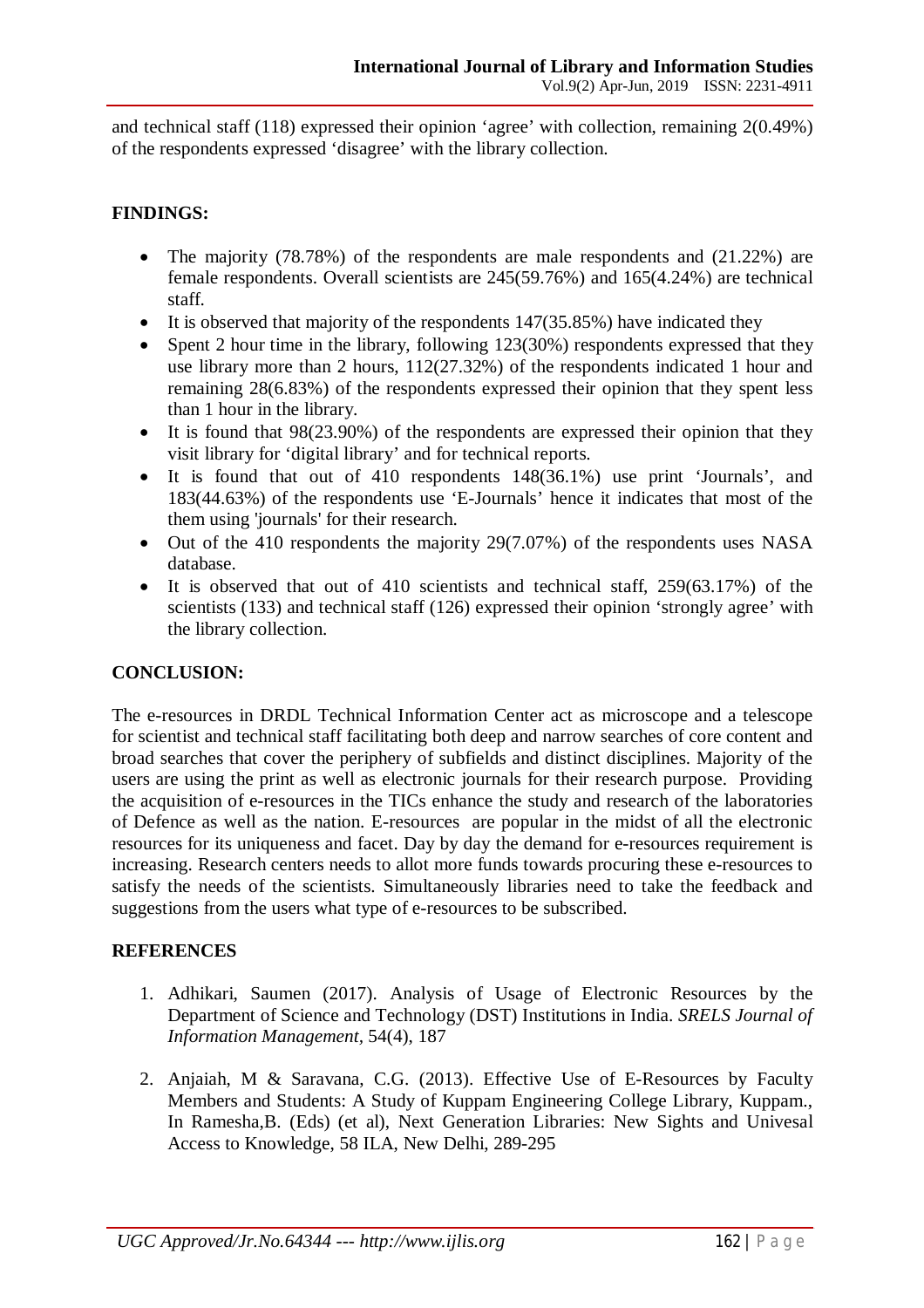and technical staff (118) expressed their opinion 'agree' with collection, remaining 2(0.49%) of the respondents expressed 'disagree' with the library collection.

## FINDINGS:

- The majority (78.78%) of the respondents are male respondents and (21.22%) are female respondents. Overall scientists are 245(59.76%) and 165(4.24%) are technical staff.
- It is observed that majority of the respondents 147(35.85%) have indicated they
- Spent 2 hour time in the library, following 123(30%) respondents expressed that they use library more than 2 hours, 112(27.32%) of the respondents indicated 1 hour and remaining 28(6.83%) of the respondents expressed their opinion that they spent less than 1 hour in the library.
- It is found that 98(23.90%) of the respondents are expressed their opinion that they visit library for 'digital library' and for technical reports.
- It is found that out of 410 respondents 148(36.1%) use print 'Journals', and 183(44.63%) of the respondents use 'E-Journals' hence it indicates that most of the them using 'journals' for their research.
- Out of the 410 respondents the majority 29(7.07%) of the respondents uses NASA database.
- It is observed that out of 410 scientists and technical staff, 259(63.17%) of the scientists (133) and technical staff (126) expressed their opinion 'strongly agree' with the library collection.

## CONCLUSION:

The e-resources in DRDL Technical Information Center act as microscope and a telescope for scientist and technical staff facilitating both deep and narrow searches of core content and broad searches that cover the periphery of subfields and distinct disciplines. Majority of the users are using the print as well as electronic journals for their research purpose. Providing the acquisition of e-resources in the TICs enhance the study and research of the laboratories of Defence as well as the nation. E-resources are popular in the midst of all the electronic resources for its uniqueness and facet. Day by day the demand for e-resources requirement is increasing. Research centers needs to allot more funds towards procuring these e-resources to satisfy the needs of the scientists. Simultaneously libraries need to take the feedback and suggestions from the users what type of e-resources to be subscribed.

## REFERENCES

1. Adhikari, Saumen (2017). Analysis of Usage of Electronic Resources by the Department of Science and Technology (DST) Institutions in India. *SRELS Journal of Information Management*, 54(4), 187

2. Anjaiah, M & Saravana, C.G. (2013). Effective Use of E-Resources by Faculty Members and Students: A Study of Kuppam Engineering College Library, Kuppam., In Ramesha,B. (Eds) (et al), Next Generation Libraries: New Sights and Univesal Access to Knowledge, 58 ILA, New Delhi, 289-295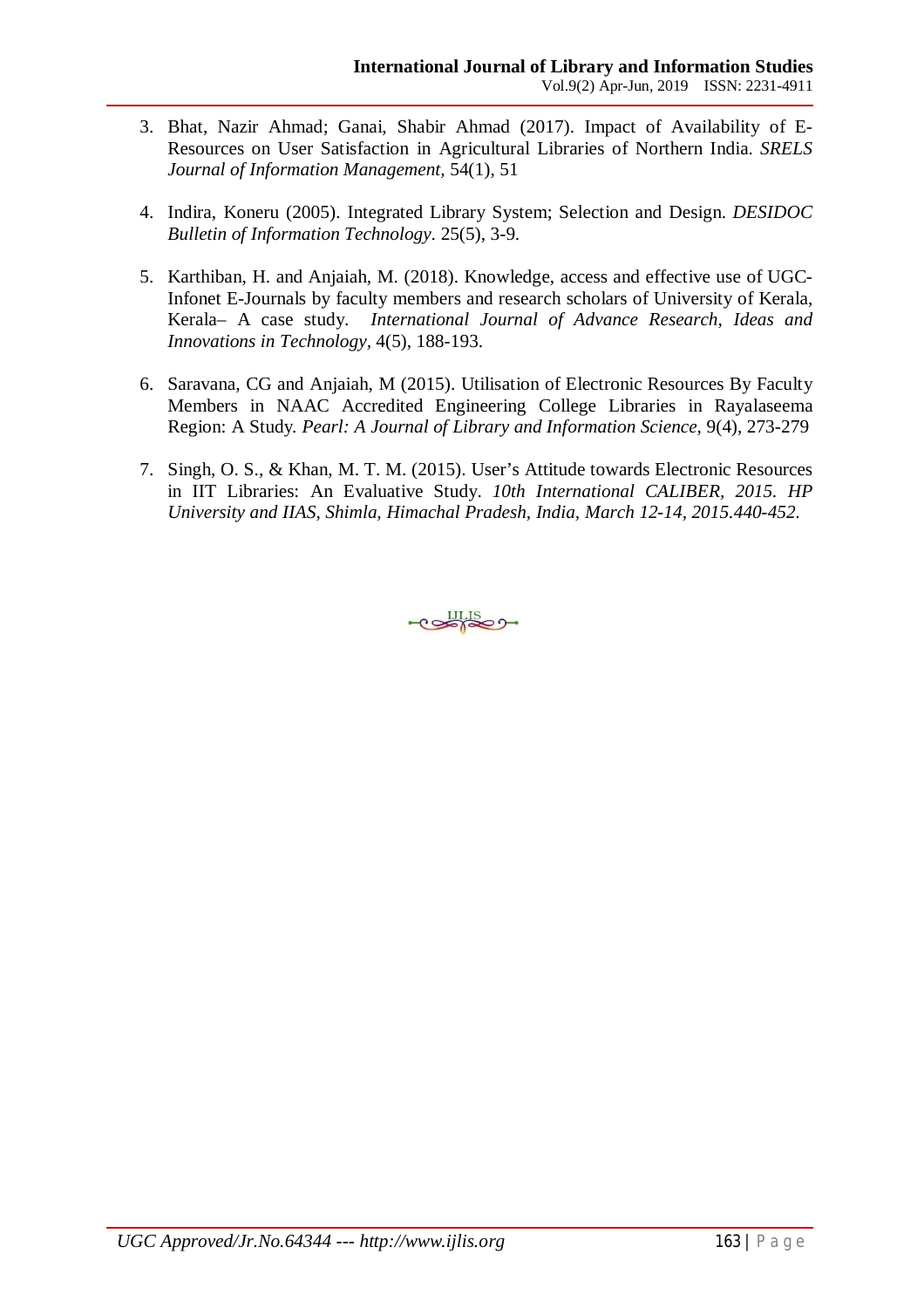3. Bhat, Nazir Ahmad; Ganai, Shabir Ahmad (2017). Impact of Availability of E-Resources on User Satisfaction in Agricultural Libraries of Northern India. *SRELS Journal of Information Management,* 54(1), 51

4. Indira, Koneru (2005). Integrated Library System; Selection and Design. *DESIDOC Bulletin of Information Technology*. 25(5), 3-9.

5. Karthiban, H. and Anjaiah, M. (2018). Knowledge, access and effective use of UGC-Infonet E-Journals by faculty members and research scholars of University of Kerala, Kerala– A case study. *International Journal of Advance Research, Ideas and Innovations in Technology*, 4(5), 188-193.

6. Saravana, CG and Anjaiah, M (2015). Utilisation of Electronic Resources By Faculty Members in NAAC Accredited Engineering College Libraries in Rayalaseema Region: A Study. *Pearl: A Journal of Library and Information Science*, 9(4), 273-279

7. Singh, O. S., & Khan, M. T. M. (2015). User's Attitude towards Electronic Resources in IIT Libraries: An Evaluative Study. *10th International CALIBER, 2015. HP University and IIAS, Shimla, Himachal Pradesh, India, March 12-14, 2015.440-452.*